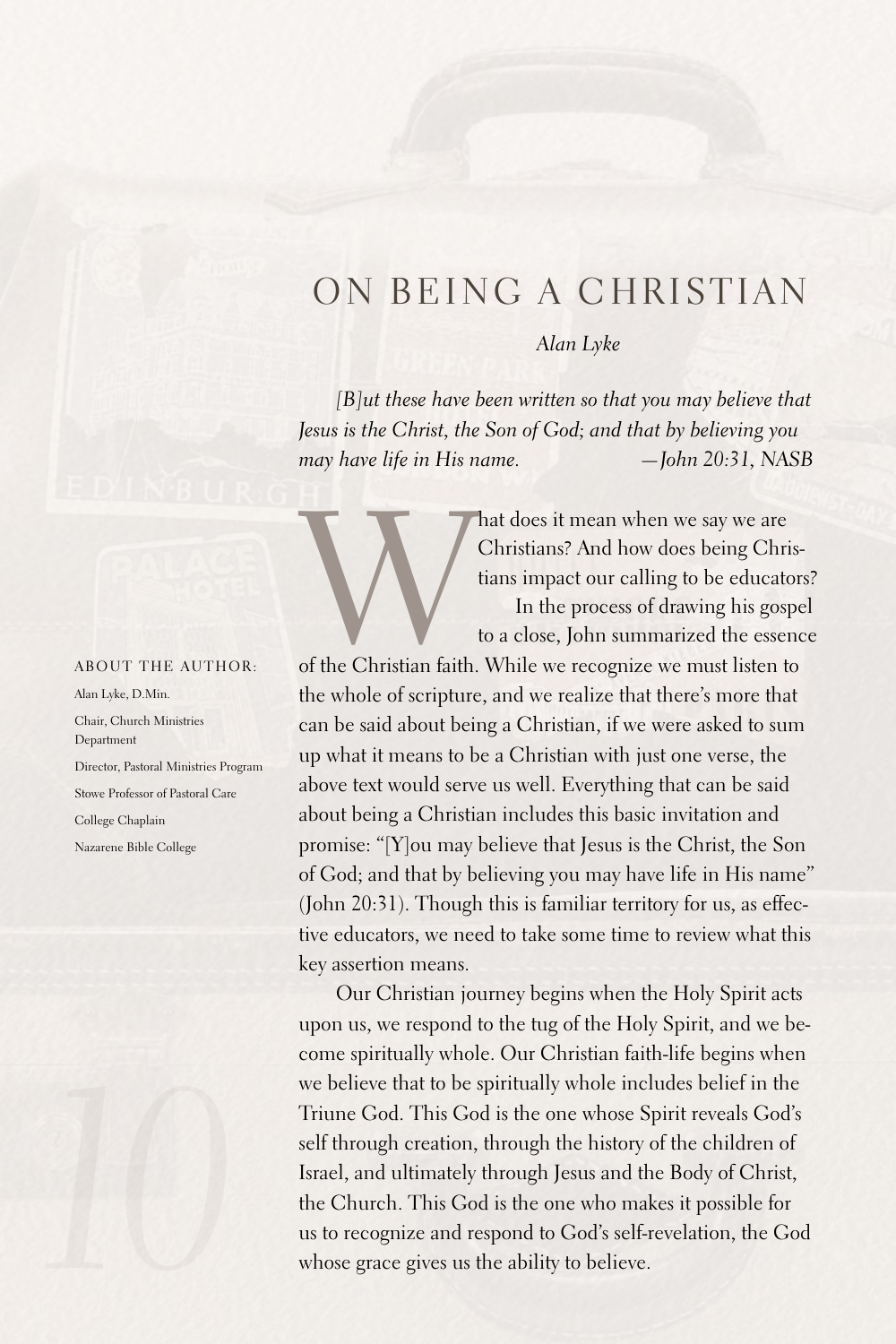# ON BEING A CHRISTIAN

*Alan Lyke*

*[B]ut these have been written so that you may believe that Jesus is the Christ, the Son of God; and that by believing you may have life in His name.* —*John 20:31, NASB*

What does it mean when we say we are Christians? And how does being Christians impact our calling to be educators?

In the process of drawing his gospel to a close, John summarized the essence of the Christian faith. While we recognize we must listen to the whole of scripture, and we realize that there's more that can be said about being a Christian, if we were asked to sum up what it means to be a Christian with just one verse, the above text would serve us well. Everything that can be said about being a Christian includes this basic invitation and promise: "[Y]ou may believe that Jesus is the Christ, the Son of God; and that by believing you may have life in His name" (John 20:31). Though this is familiar territory for us, as effective educators, we need to take some time to review what this key assertion means.

Our Christian journey begins when the Holy Spirit acts upon us, we respond to the tug of the Holy Spirit, and we become spiritually whole. Our Christian faith-life begins when we believe that to be spiritually whole includes belief in the Triune God. This God is the one whose Spirit reveals God's self through creation, through the history of the children of Israel, and ultimately through Jesus and the Body of Christ, the Church. This God is the one who makes it possible for us to recognize and respond to God's self-revelation, the God whose grace gives us the ability to believe.

ABOUT THE AUTHOR:

Alan Lyke, D.Min.

Chair, Church Ministries Department

Director, Pastoral Ministries Program

Stowe Professor of Pastoral Care

College Chaplain

Nazarene Bible College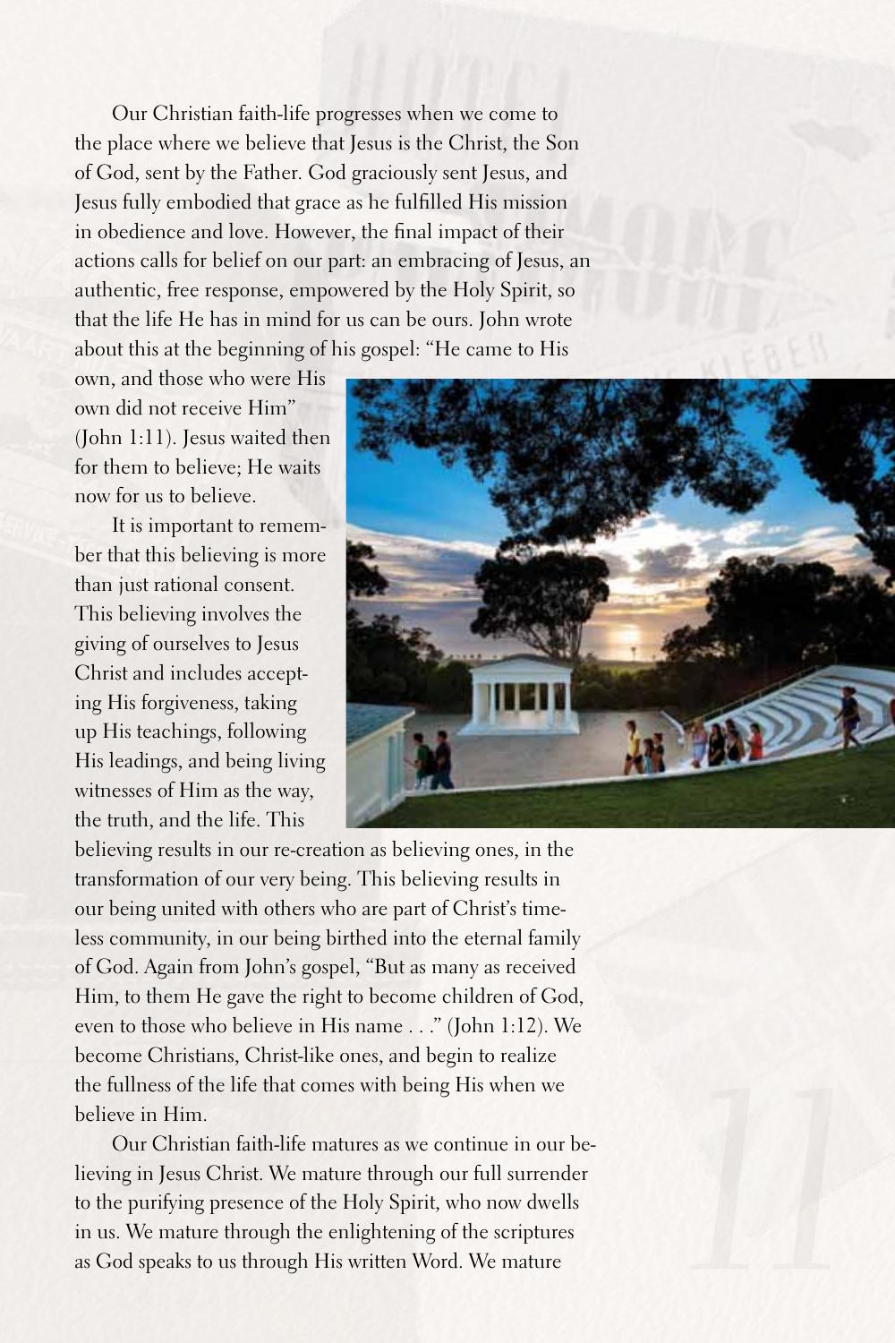Our Christian faith-life progresses when we come to the place where we believe that Jesus is the Christ, the Son of God, sent by the Father. God graciously sent Jesus, and Jesus fully embodied that grace as he fulfilled His mission in obedience and love. However, the final impact of their actions calls for belief on our part: an embracing of Jesus, an authentic, free response, empowered by the Holy Spirit, so that the life He has in mind for us can be ours. John wrote about this at the beginning of his gospel: "He came to His own, and those who were His own did not receive Him" (John 1:11). Jesus waited then for them to believe; He waits now for us to believe.

It is important to remember that this believing is more than just rational consent. This believing involves the giving of ourselves to Jesus Christ and includes accepting His forgiveness, taking up His teachings, following His leadings, and being living witnesses of Him as the way, the truth, and the life. This believing results in our re-creation as believing ones, in the transformation of our very being. This believing results in our being united with others who are part of Christ's timeless community, in our being birthed into the eternal family of God. Again from John's gospel, "But as many as received Him, to them He gave the right to become children of God, even to those who believe in His name . . ." (John 1:12). We become Christians, Christ-like ones, and begin to realize the fullness of the life that comes with being His when we believe in Him.

Our Christian faith-life matures as we continue in our believing in Jesus Christ. We mature through our full surrender to the purifying presence of the Holy Spirit, who now dwells in us. We mature through the enlightening of the scriptures as God speaks to us through His written Word. We mature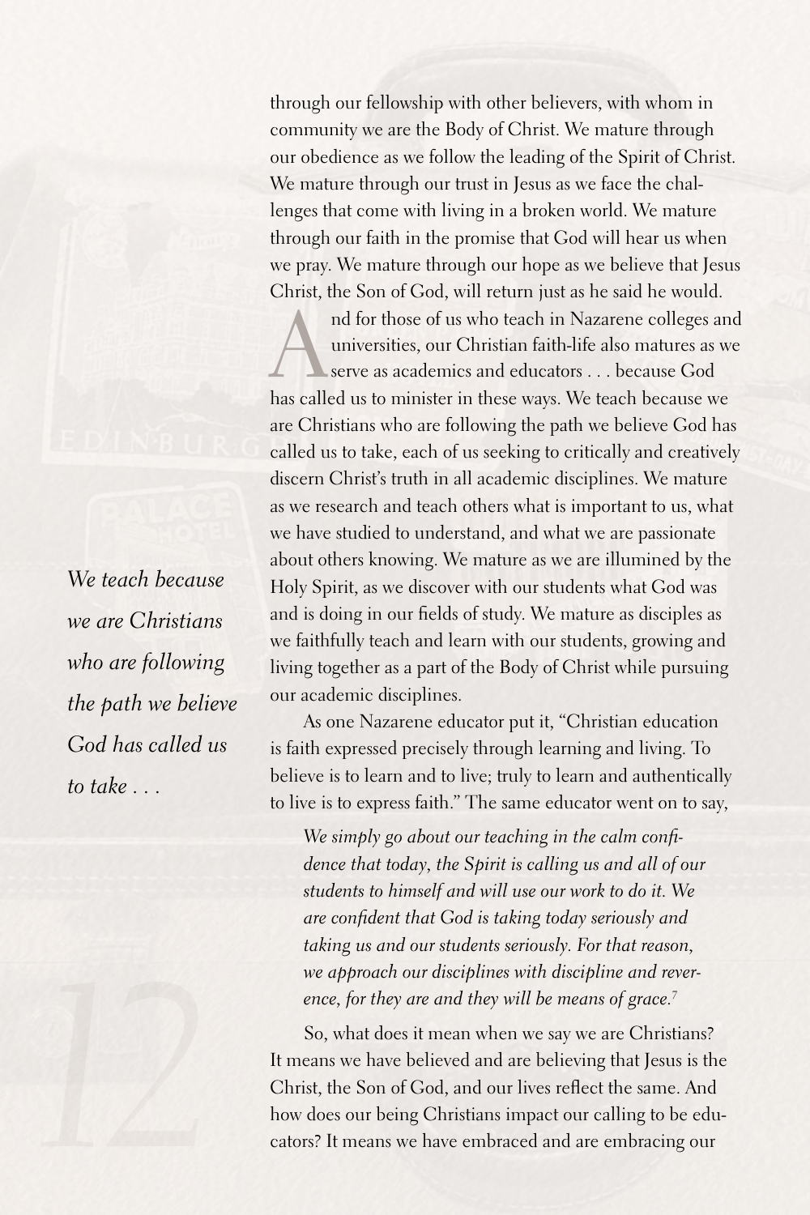through our fellowship with other believers, with whom in community we are the Body of Christ. We mature through our obedience as we follow the leading of the Spirit of Christ. We mature through our trust in Jesus as we face the challenges that come with living in a broken world. We mature through our faith in the promise that God will hear us when we pray. We mature through our hope as we believe that Jesus Christ, the Son of God, will return just as he said he would.

And for those of us who teach in Nazarene colleges and universities, our Christian faith-life also matures as we serve as academics and educators . . . because God has called us to minister in these ways. We teach because we are Christians who are following the path we believe God has called us to take, each of us seeking to critically and creatively discern Christ's truth in all academic disciplines. We mature as we research and teach others what is important to us, what we have studied to understand, and what we are passionate about others knowing. We mature as we are illumined by the Holy Spirit, as we discover with our students what God was and is doing in our fields of study. We mature as disciples as we faithfully teach and learn with our students, growing and living together as a part of the Body of Christ while pursuing our academic disciplines.

*We teach because we are Christians who are following the path we believe God has called us to take . . .*

As one Nazarene educator put it, "Christian education is faith expressed precisely through learning and living. To believe is to learn and to live; truly to learn and authentically to live is to express faith." The same educator went on to say,

> *We simply go about our teaching in the calm confidence that today, the Spirit is calling us and all of our students to himself and will use our work to do it. We are confident that God is taking today seriously and taking us and our students seriously. For that reason, we approach our disciplines with discipline and reverence, for they are and they will be means of grace.*[7]

So, what does it mean when we say we are Christians? It means we have believed and are believing that Jesus is the Christ, the Son of God, and our lives reflect the same. And how does our being Christians impact our calling to be educators? It means we have embraced and are embracing our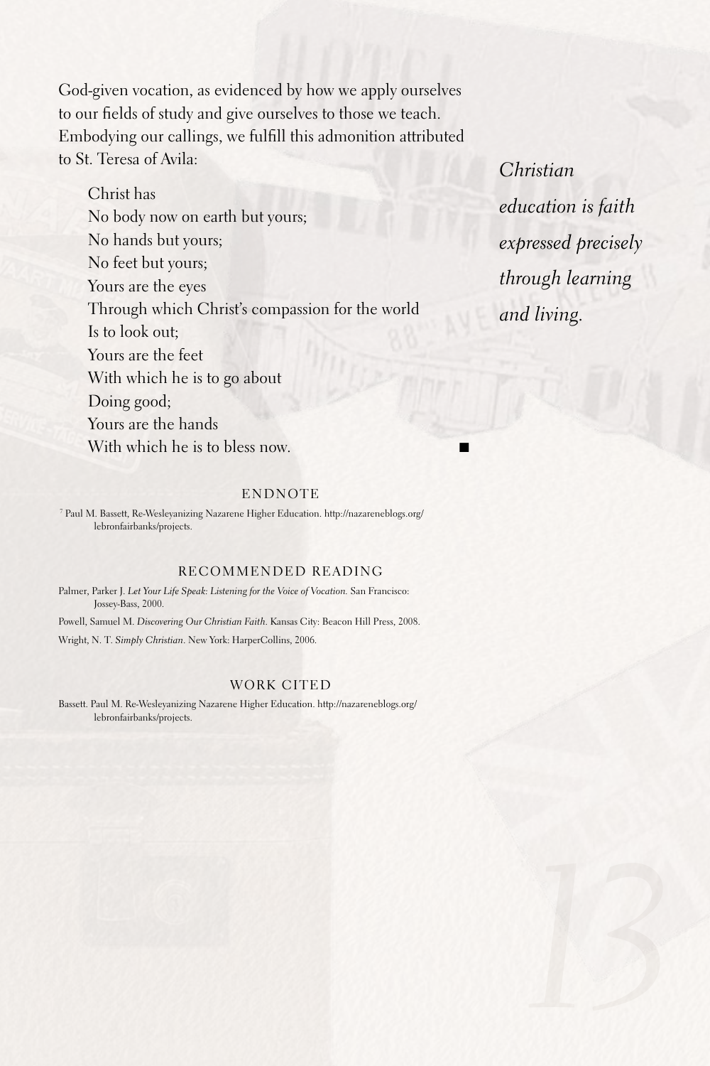God-given vocation, as evidenced by how we apply ourselves to our fields of study and give ourselves to those we teach. Embodying our callings, we fulfill this admonition attributed to St. Teresa of Avila:

> Christ has  
> No body now on earth but yours;  
> No hands but yours;  
> No feet but yours;  
> Yours are the eyes  
> Through which Christ's compassion for the world  
> Is to look out;  
> Yours are the feet  
> With which he is to go about  
> Doing good;  
> Yours are the hands  
> With which he is to bless now.

■

*Christian education is faith expressed precisely through learning and living.*

## ENDNOTE

[7] Paul M. Bassett, Re-Wesleyanizing Nazarene Higher Education. http://nazareneblogs.org/lebronfairbanks/projects.

## RECOMMENDED READING

Palmer, Parker J. *Let Your Life Speak: Listening for the Voice of Vocation.* San Francisco: Jossey-Bass, 2000.

Powell, Samuel M. *Discovering Our Christian Faith.* Kansas City: Beacon Hill Press, 2008.

Wright, N. T. *Simply Christian.* New York: HarperCollins, 2006.

## WORK CITED

Bassett. Paul M. Re-Wesleyanizing Nazarene Higher Education. http://nazareneblogs.org/lebronfairbanks/projects.